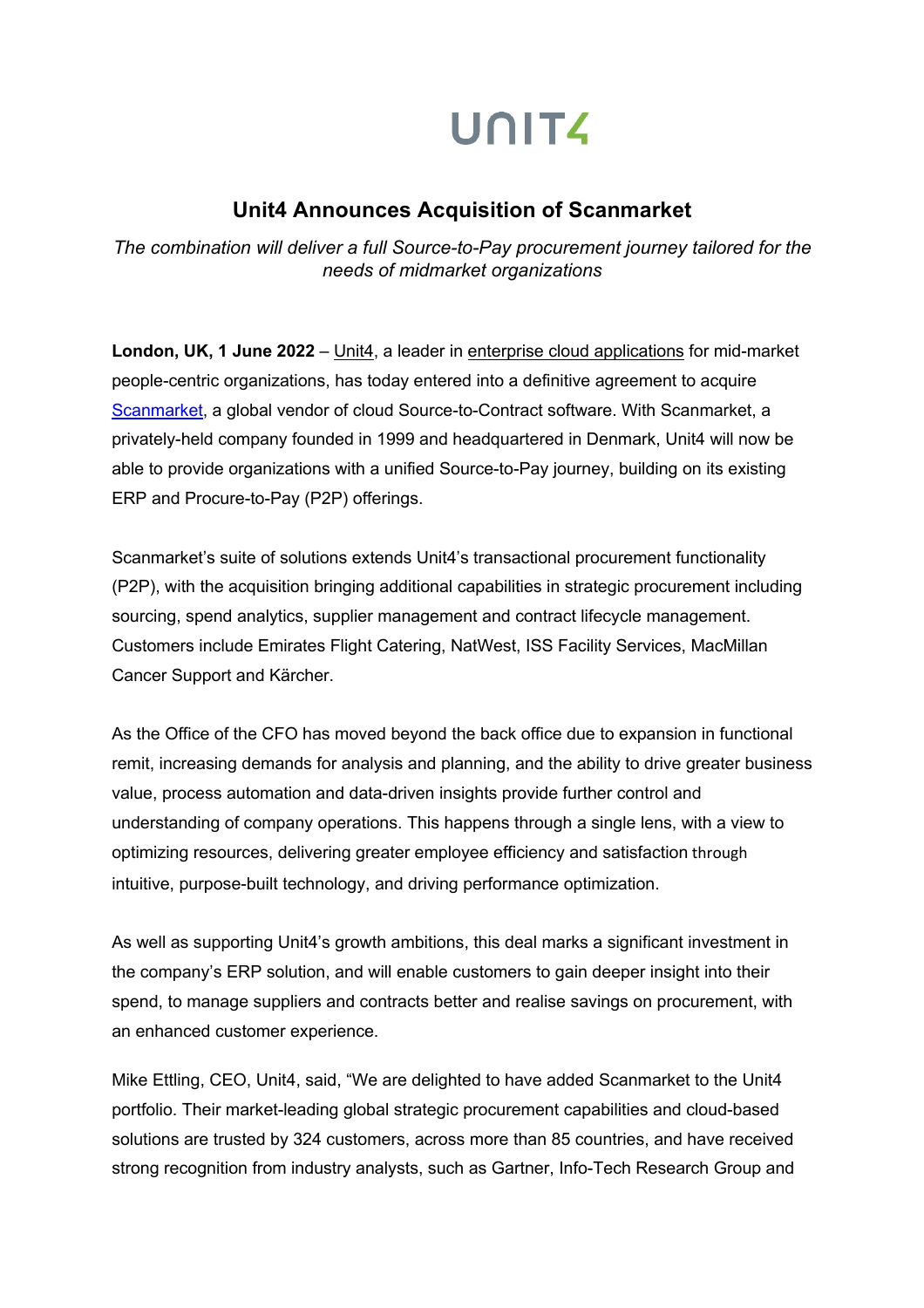UNIT4

# Unit4 Announces Acquisition of Scanmarket

*The combination will deliver a full Source-to-Pay procurement journey tailored for the needs of midmarket organizations*

**London, UK, 1 June 2022** – Unit4, a leader in enterprise cloud applications for mid-market people-centric organizations, has today entered into a definitive agreement to acquire Scanmarket, a global vendor of cloud Source-to-Contract software. With Scanmarket, a privately-held company founded in 1999 and headquartered in Denmark, Unit4 will now be able to provide organizations with a unified Source-to-Pay journey, building on its existing ERP and Procure-to-Pay (P2P) offerings.

Scanmarket's suite of solutions extends Unit4's transactional procurement functionality (P2P), with the acquisition bringing additional capabilities in strategic procurement including sourcing, spend analytics, supplier management and contract lifecycle management. Customers include Emirates Flight Catering, NatWest, ISS Facility Services, MacMillan Cancer Support and Kärcher.

As the Office of the CFO has moved beyond the back office due to expansion in functional remit, increasing demands for analysis and planning, and the ability to drive greater business value, process automation and data-driven insights provide further control and understanding of company operations. This happens through a single lens, with a view to optimizing resources, delivering greater employee efficiency and satisfaction through intuitive, purpose-built technology, and driving performance optimization.

As well as supporting Unit4's growth ambitions, this deal marks a significant investment in the company's ERP solution, and will enable customers to gain deeper insight into their spend, to manage suppliers and contracts better and realise savings on procurement, with an enhanced customer experience.

Mike Ettling, CEO, Unit4, said, "We are delighted to have added Scanmarket to the Unit4 portfolio. Their market-leading global strategic procurement capabilities and cloud-based solutions are trusted by 324 customers, across more than 85 countries, and have received strong recognition from industry analysts, such as Gartner, Info-Tech Research Group and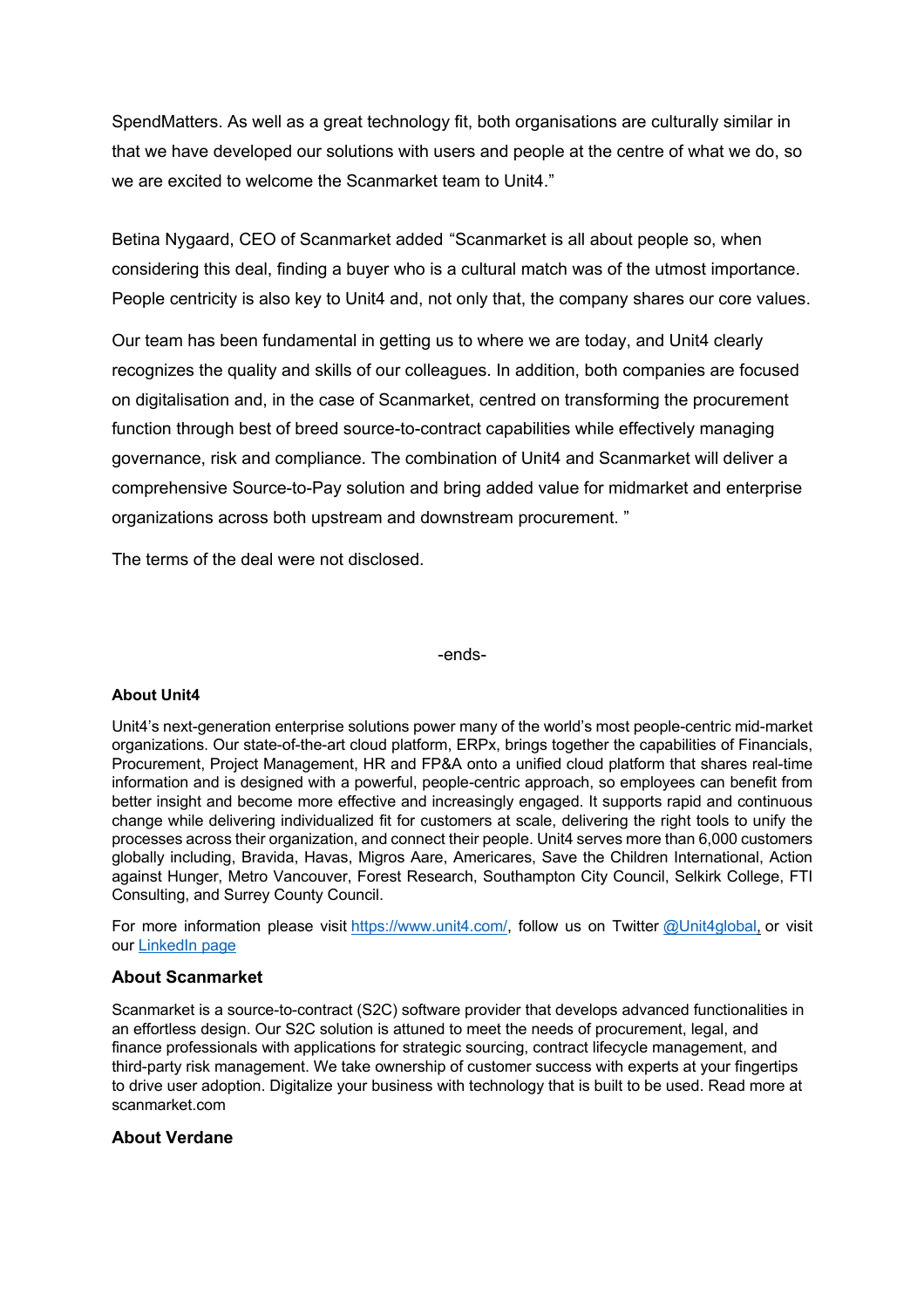SpendMatters. As well as a great technology fit, both organisations are culturally similar in that we have developed our solutions with users and people at the centre of what we do, so we are excited to welcome the Scanmarket team to Unit4."

Betina Nygaard, CEO of Scanmarket added "Scanmarket is all about people so, when considering this deal, finding a buyer who is a cultural match was of the utmost importance. People centricity is also key to Unit4 and, not only that, the company shares our core values.

Our team has been fundamental in getting us to where we are today, and Unit4 clearly recognizes the quality and skills of our colleagues. In addition, both companies are focused on digitalisation and, in the case of Scanmarket, centred on transforming the procurement function through best of breed source-to-contract capabilities while effectively managing governance, risk and compliance. The combination of Unit4 and Scanmarket will deliver a comprehensive Source-to-Pay solution and bring added value for midmarket and enterprise organizations across both upstream and downstream procurement. "

The terms of the deal were not disclosed.

-ends-

**About Unit4**

Unit4's next-generation enterprise solutions power many of the world's most people-centric mid-market organizations. Our state-of-the-art cloud platform, ERPx, brings together the capabilities of Financials, Procurement, Project Management, HR and FP&A onto a unified cloud platform that shares real-time information and is designed with a powerful, people-centric approach, so employees can benefit from better insight and become more effective and increasingly engaged. It supports rapid and continuous change while delivering individualized fit for customers at scale, delivering the right tools to unify the processes across their organization, and connect their people. Unit4 serves more than 6,000 customers globally including, Bravida, Havas, Migros Aare, Americares, Save the Children International, Action against Hunger, Metro Vancouver, Forest Research, Southampton City Council, Selkirk College, FTI Consulting, and Surrey County Council.

For more information please visit [https://www.unit4.com/](https://www.unit4.com/), follow us on Twitter [@Unit4global](https://twitter.com/Unit4global), or visit our [LinkedIn page](#)

## About Scanmarket

Scanmarket is a source-to-contract (S2C) software provider that develops advanced functionalities in an effortless design. Our S2C solution is attuned to meet the needs of procurement, legal, and finance professionals with applications for strategic sourcing, contract lifecycle management, and third-party risk management. We take ownership of customer success with experts at your fingertips to drive user adoption. Digitalize your business with technology that is built to be used. Read more at scanmarket.com

## About Verdane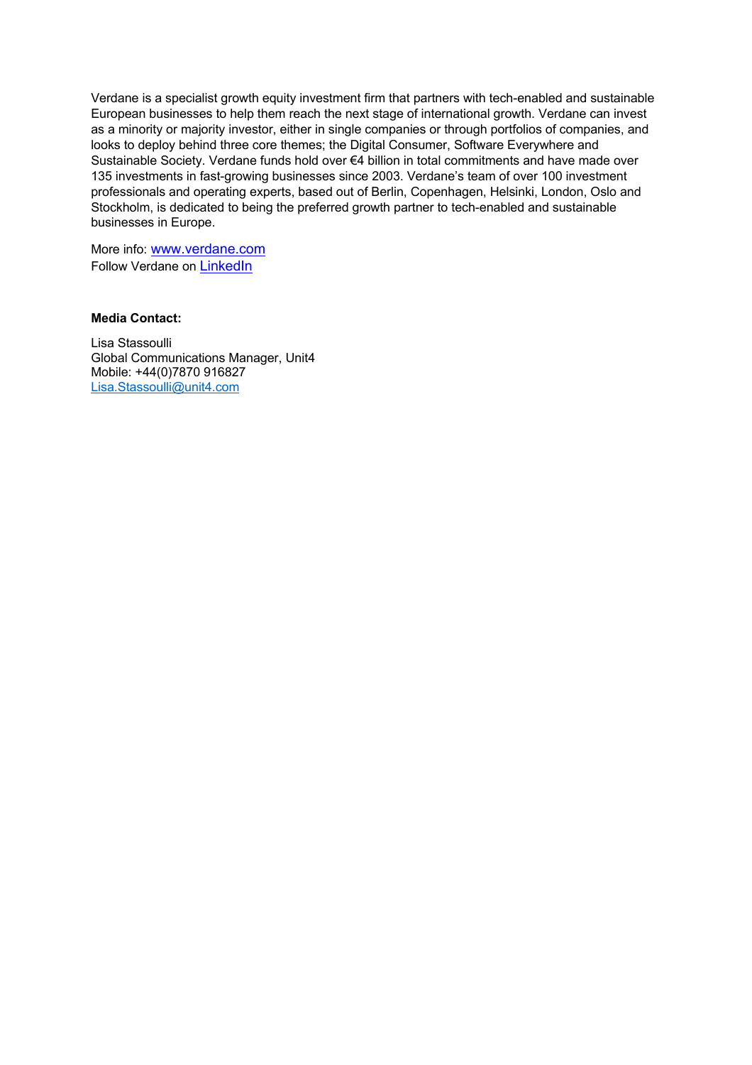Verdane is a specialist growth equity investment firm that partners with tech-enabled and sustainable European businesses to help them reach the next stage of international growth. Verdane can invest as a minority or majority investor, either in single companies or through portfolios of companies, and looks to deploy behind three core themes; the Digital Consumer, Software Everywhere and Sustainable Society. Verdane funds hold over €4 billion in total commitments and have made over 135 investments in fast-growing businesses since 2003. Verdane's team of over 100 investment professionals and operating experts, based out of Berlin, Copenhagen, Helsinki, London, Oslo and Stockholm, is dedicated to being the preferred growth partner to tech-enabled and sustainable businesses in Europe.

More info: www.verdane.com
Follow Verdane on LinkedIn

**Media Contact:**

Lisa Stassoulli
Global Communications Manager, Unit4
Mobile: +44(0)7870 916827
Lisa.Stassoulli@unit4.com